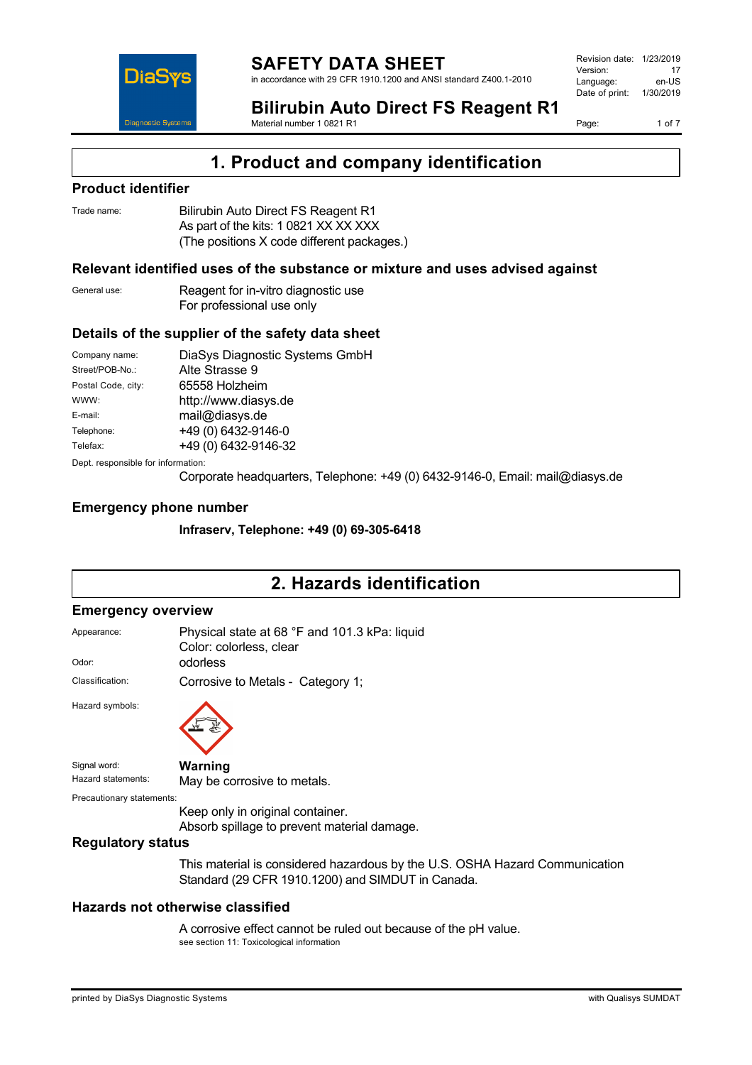# SAFETY DATA SHEET

in accordance with 29 CFR 1910.1200 and ANSI standard Z400.1-2010

| | |
|---|---|
| Revision date: | 1/23/2019 |
| Version: | 17 |
| Language: | en-US |
| Date of print: | 1/30/2019 |

## Bilirubin Auto Direct FS Reagent R1

Material number 1 0821 R1

# 1. Product and company identification

## Product identifier

Trade name: Bilirubin Auto Direct FS Reagent R1
As part of the kits: 1 0821 XX XX XXX
(The positions X code different packages.)

## Relevant identified uses of the substance or mixture and uses advised against

General use: Reagent for in-vitro diagnostic use
For professional use only

## Details of the supplier of the safety data sheet

| | |
|---|---|
| Company name: | DiaSys Diagnostic Systems GmbH |
| Street/POB-No.: | Alte Strasse 9 |
| Postal Code, city: | 65558 Holzheim |
| WWW: | http://www.diasys.de |
| E-mail: | mail@diasys.de |
| Telephone: | +49 (0) 6432-9146-0 |
| Telefax: | +49 (0) 6432-9146-32 |

Dept. responsible for information:
Corporate headquarters, Telephone: +49 (0) 6432-9146-0, Email: mail@diasys.de

## Emergency phone number

**Infraserv, Telephone: +49 (0) 69-305-6418**

# 2. Hazards identification

## Emergency overview

Appearance: Physical state at 68 °F and 101.3 kPa: liquid
Color: colorless, clear

Odor: odorless

Classification: Corrosive to Metals - Category 1;

Hazard symbols:

Signal word: **Warning**

Hazard statements: May be corrosive to metals.

Precautionary statements:
Keep only in original container.
Absorb spillage to prevent material damage.

## Regulatory status

This material is considered hazardous by the U.S. OSHA Hazard Communication Standard (29 CFR 1910.1200) and SIMDUT in Canada.

## Hazards not otherwise classified

A corrosive effect cannot be ruled out because of the pH value.
see section 11: Toxicological information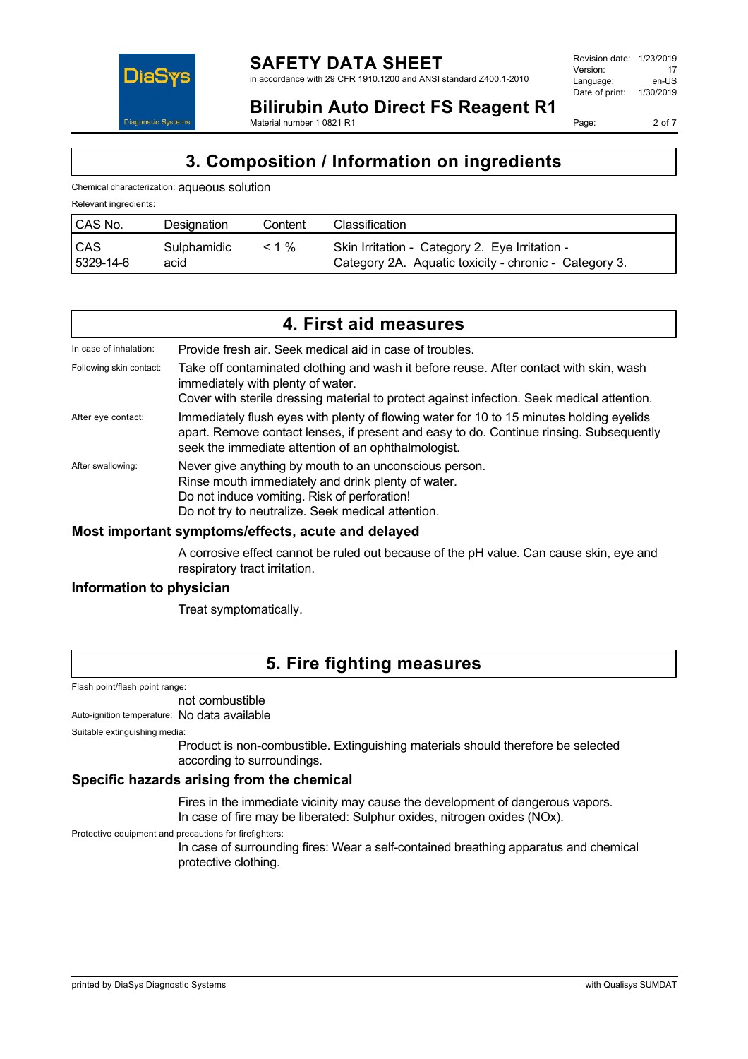## 3. Composition / Information on ingredients

Chemical characterization: aqueous solution

Relevant ingredients:

| CAS No. | Designation | Content | Classification |
|---|---|---|---|
| CAS 5329-14-6 | Sulphamidic acid | < 1 % | Skin Irritation - Category 2. Eye Irritation - Category 2A. Aquatic toxicity - chronic - Category 3. |

## 4. First aid measures

In case of inhalation: Provide fresh air. Seek medical aid in case of troubles.

Following skin contact: Take off contaminated clothing and wash it before reuse. After contact with skin, wash immediately with plenty of water.
Cover with sterile dressing material to protect against infection. Seek medical attention.

After eye contact: Immediately flush eyes with plenty of flowing water for 10 to 15 minutes holding eyelids apart. Remove contact lenses, if present and easy to do. Continue rinsing. Subsequently seek the immediate attention of an ophthalmologist.

After swallowing: Never give anything by mouth to an unconscious person.
Rinse mouth immediately and drink plenty of water.
Do not induce vomiting. Risk of perforation!
Do not try to neutralize. Seek medical attention.

### Most important symptoms/effects, acute and delayed

A corrosive effect cannot be ruled out because of the pH value. Can cause skin, eye and respiratory tract irritation.

### Information to physician

Treat symptomatically.

## 5. Fire fighting measures

Flash point/flash point range:
not combustible

Auto-ignition temperature: No data available

Suitable extinguishing media:
Product is non-combustible. Extinguishing materials should therefore be selected according to surroundings.

### Specific hazards arising from the chemical

Fires in the immediate vicinity may cause the development of dangerous vapors.
In case of fire may be liberated: Sulphur oxides, nitrogen oxides (NOx).

Protective equipment and precautions for firefighters:
In case of surrounding fires: Wear a self-contained breathing apparatus and chemical protective clothing.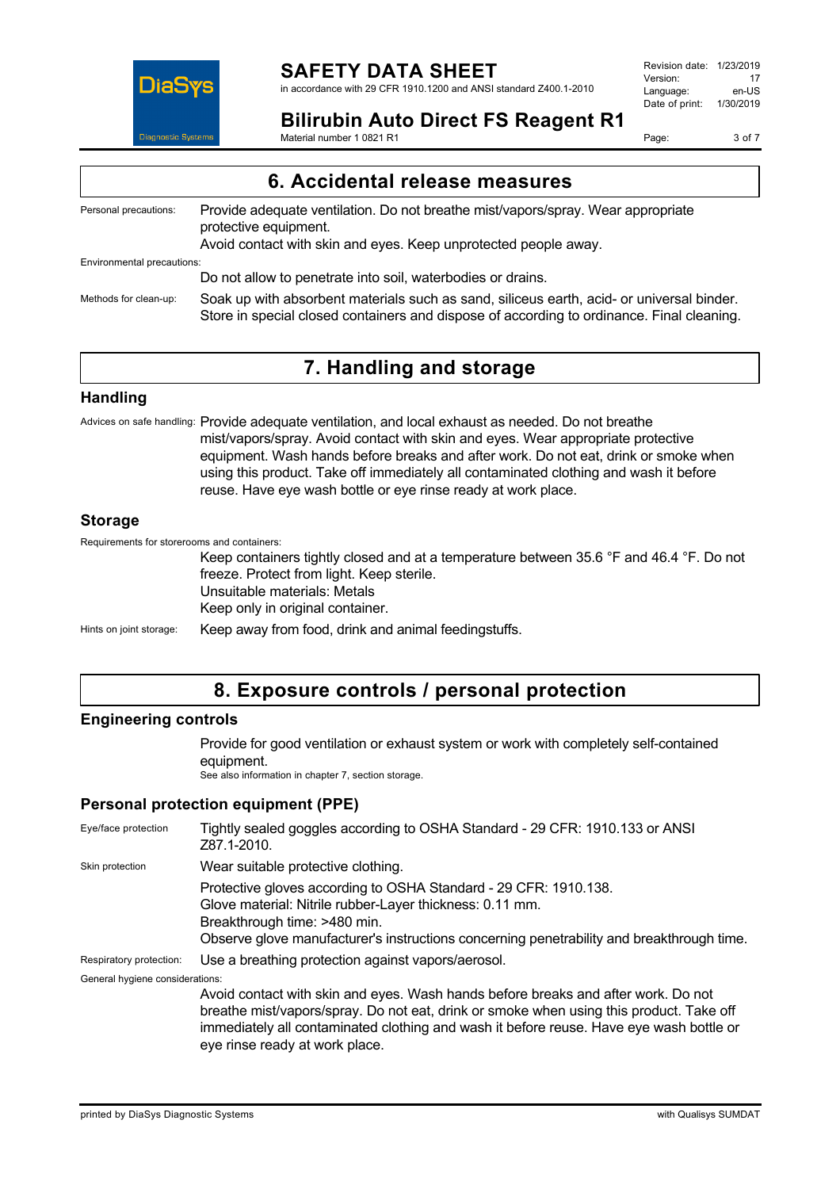## 6. Accidental release measures

**Personal precautions:** Provide adequate ventilation. Do not breathe mist/vapors/spray. Wear appropriate protective equipment.
Avoid contact with skin and eyes. Keep unprotected people away.

**Environmental precautions:**
Do not allow to penetrate into soil, waterbodies or drains.

**Methods for clean-up:** Soak up with absorbent materials such as sand, siliceus earth, acid- or universal binder. Store in special closed containers and dispose of according to ordinance. Final cleaning.

## 7. Handling and storage

### Handling

**Advices on safe handling:** Provide adequate ventilation, and local exhaust as needed. Do not breathe mist/vapors/spray. Avoid contact with skin and eyes. Wear appropriate protective equipment. Wash hands before breaks and after work. Do not eat, drink or smoke when using this product. Take off immediately all contaminated clothing and wash it before reuse. Have eye wash bottle or eye rinse ready at work place.

### Storage

**Requirements for storerooms and containers:**
Keep containers tightly closed and at a temperature between 35.6 °F and 46.4 °F. Do not freeze. Protect from light. Keep sterile.
Unsuitable materials: Metals
Keep only in original container.

**Hints on joint storage:** Keep away from food, drink and animal feedingstuffs.

## 8. Exposure controls / personal protection

### Engineering controls

Provide for good ventilation or exhaust system or work with completely self-contained equipment.
See also information in chapter 7, section storage.

### Personal protection equipment (PPE)

**Eye/face protection:** Tightly sealed goggles according to OSHA Standard - 29 CFR: 1910.133 or ANSI Z87.1-2010.

**Skin protection:** Wear suitable protective clothing.

Protective gloves according to OSHA Standard - 29 CFR: 1910.138.
Glove material: Nitrile rubber-Layer thickness: 0.11 mm.
Breakthrough time: >480 min.
Observe glove manufacturer's instructions concerning penetrability and breakthrough time.

**Respiratory protection:** Use a breathing protection against vapors/aerosol.

**General hygiene considerations:**
Avoid contact with skin and eyes. Wash hands before breaks and after work. Do not breathe mist/vapors/spray. Do not eat, drink or smoke when using this product. Take off immediately all contaminated clothing and wash it before reuse. Have eye wash bottle or eye rinse ready at work place.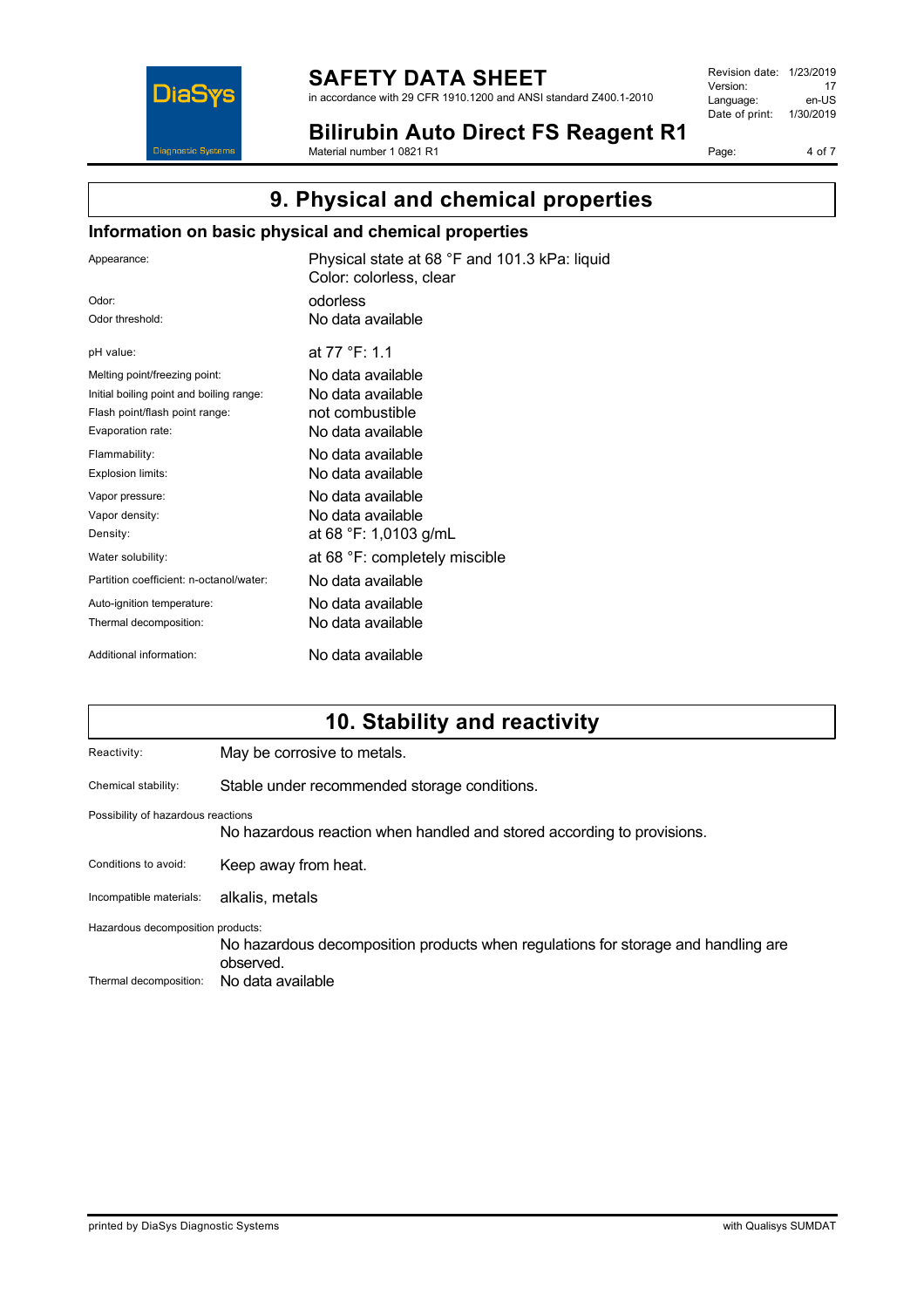# 9. Physical and chemical properties

## Information on basic physical and chemical properties

| | |
|---|---|
| Appearance: | Physical state at 68 °F and 101.3 kPa: liquid<br>Color: colorless, clear |
| Odor: | odorless |
| Odor threshold: | No data available |
| pH value: | at 77 °F: 1.1 |
| Melting point/freezing point: | No data available |
| Initial boiling point and boiling range: | No data available |
| Flash point/flash point range: | not combustible |
| Evaporation rate: | No data available |
| Flammability: | No data available |
| Explosion limits: | No data available |
| Vapor pressure: | No data available |
| Vapor density: | No data available |
| Density: | at 68 °F: 1,0103 g/mL |
| Water solubility: | at 68 °F: completely miscible |
| Partition coefficient: n-octanol/water: | No data available |
| Auto-ignition temperature: | No data available |
| Thermal decomposition: | No data available |
| Additional information: | No data available |

# 10. Stability and reactivity

**Reactivity:** May be corrosive to metals.

**Chemical stability:** Stable under recommended storage conditions.

**Possibility of hazardous reactions**
No hazardous reaction when handled and stored according to provisions.

**Conditions to avoid:** Keep away from heat.

**Incompatible materials:** alkalis, metals

**Hazardous decomposition products:**
No hazardous decomposition products when regulations for storage and handling are observed.

**Thermal decomposition:** No data available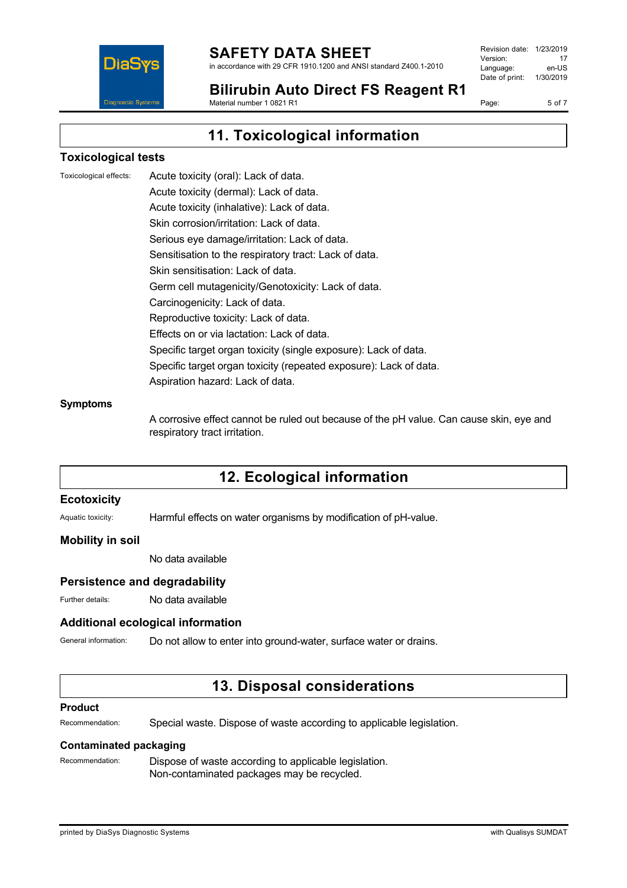## 11. Toxicological information

### Toxicological tests

Toxicological effects:

Acute toxicity (oral): Lack of data.
Acute toxicity (dermal): Lack of data.
Acute toxicity (inhalative): Lack of data.
Skin corrosion/irritation: Lack of data.
Serious eye damage/irritation: Lack of data.
Sensitisation to the respiratory tract: Lack of data.
Skin sensitisation: Lack of data.
Germ cell mutagenicity/Genotoxicity: Lack of data.
Carcinogenicity: Lack of data.
Reproductive toxicity: Lack of data.
Effects on or via lactation: Lack of data.
Specific target organ toxicity (single exposure): Lack of data.
Specific target organ toxicity (repeated exposure): Lack of data.
Aspiration hazard: Lack of data.

### Symptoms

A corrosive effect cannot be ruled out because of the pH value. Can cause skin, eye and respiratory tract irritation.

## 12. Ecological information

### Ecotoxicity

Aquatic toxicity: Harmful effects on water organisms by modification of pH-value.

### Mobility in soil

No data available

### Persistence and degradability

Further details: No data available

### Additional ecological information

General information: Do not allow to enter into ground-water, surface water or drains.

## 13. Disposal considerations

### Product

Recommendation: Special waste. Dispose of waste according to applicable legislation.

### Contaminated packaging

Recommendation: Dispose of waste according to applicable legislation.
Non-contaminated packages may be recycled.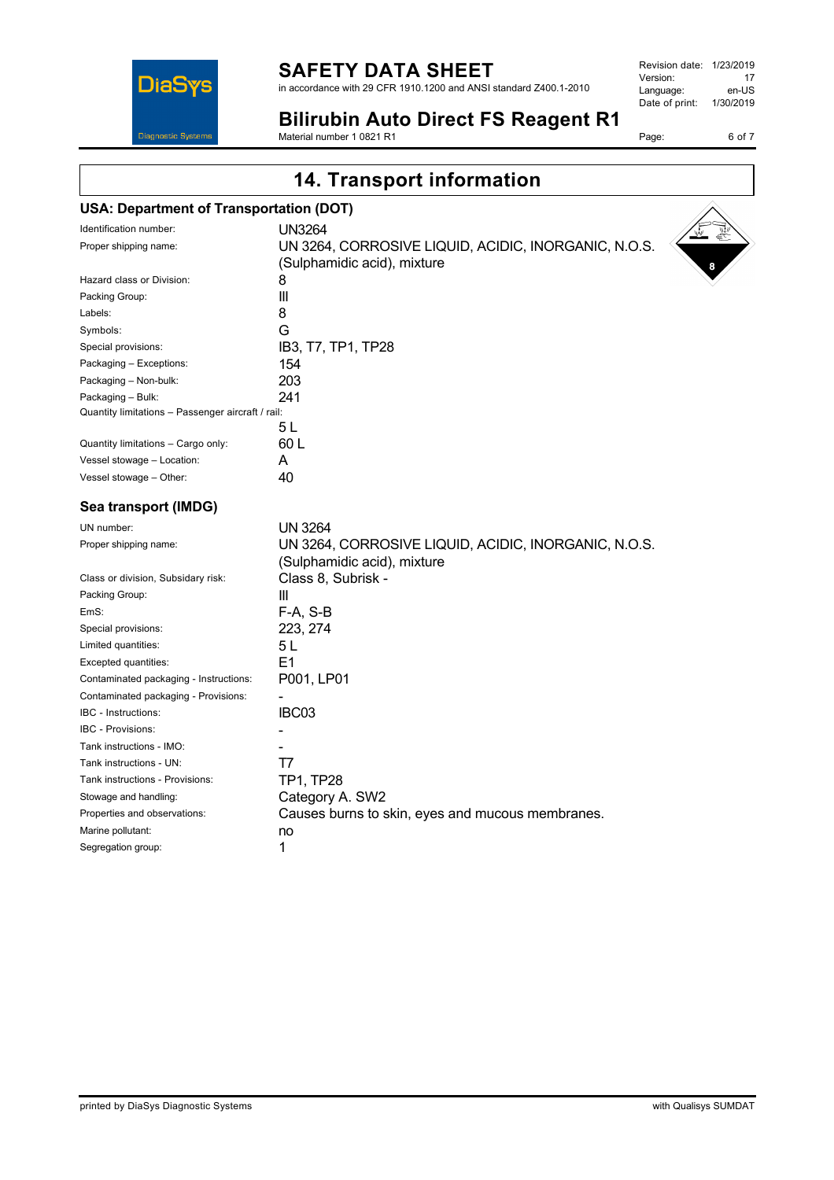# 14. Transport information

## USA: Department of Transportation (DOT)

| | |
|---|---|
| Identification number: | UN3264 |
| Proper shipping name: | UN 3264, CORROSIVE LIQUID, ACIDIC, INORGANIC, N.O.S. (Sulphamidic acid), mixture |
| Hazard class or Division: | 8 |
| Packing Group: | III |
| Labels: | 8 |
| Symbols: | G |
| Special provisions: | IB3, T7, TP1, TP28 |
| Packaging – Exceptions: | 154 |
| Packaging – Non-bulk: | 203 |
| Packaging – Bulk: | 241 |
| Quantity limitations – Passenger aircraft / rail: | 5 L |
| Quantity limitations – Cargo only: | 60 L |
| Vessel stowage – Location: | A |
| Vessel stowage – Other: | 40 |

## Sea transport (IMDG)

| | |
|---|---|
| UN number: | UN 3264 |
| Proper shipping name: | UN 3264, CORROSIVE LIQUID, ACIDIC, INORGANIC, N.O.S. (Sulphamidic acid), mixture |
| Class or division, Subsidary risk: | Class 8, Subrisk - |
| Packing Group: | III |
| EmS: | F-A, S-B |
| Special provisions: | 223, 274 |
| Limited quantities: | 5 L |
| Excepted quantities: | E1 |
| Contaminated packaging - Instructions: | P001, LP01 |
| Contaminated packaging - Provisions: | - |
| IBC - Instructions: | IBC03 |
| IBC - Provisions: | - |
| Tank instructions - IMO: | - |
| Tank instructions - UN: | T7 |
| Tank instructions - Provisions: | TP1, TP28 |
| Stowage and handling: | Category A. SW2 |
| Properties and observations: | Causes burns to skin, eyes and mucous membranes. |
| Marine pollutant: | no |
| Segregation group: | 1 |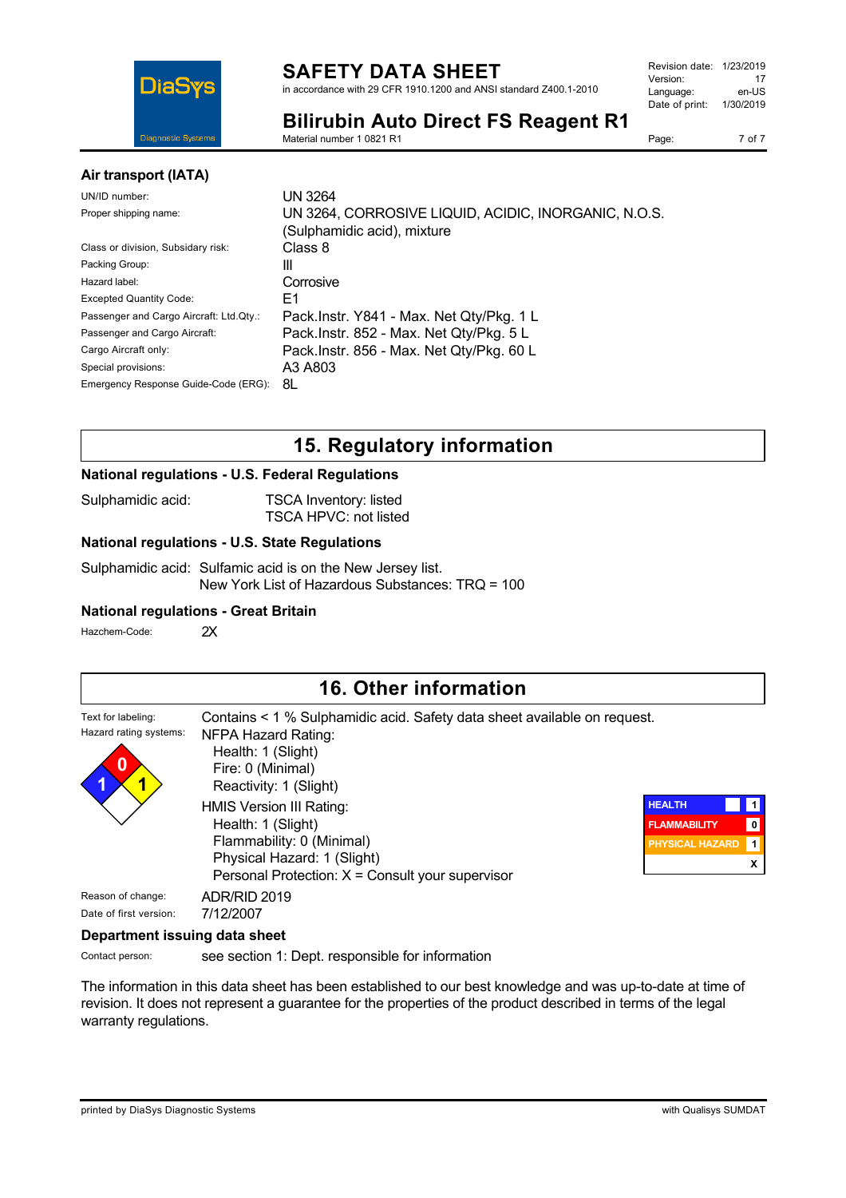### Air transport (IATA)

| | |
|---|---|
| UN/ID number: | UN 3264 |
| Proper shipping name: | UN 3264, CORROSIVE LIQUID, ACIDIC, INORGANIC, N.O.S. (Sulphamidic acid), mixture |
| Class or division, Subsidary risk: | Class 8 |
| Packing Group: | III |
| Hazard label: | Corrosive |
| Excepted Quantity Code: | E1 |
| Passenger and Cargo Aircraft: Ltd.Qty.: | Pack.Instr. Y841 - Max. Net Qty/Pkg. 1 L |
| Passenger and Cargo Aircraft: | Pack.Instr. 852 - Max. Net Qty/Pkg. 5 L |
| Cargo Aircraft only: | Pack.Instr. 856 - Max. Net Qty/Pkg. 60 L |
| Special provisions: | A3 A803 |
| Emergency Response Guide-Code (ERG): | 8L |

## 15. Regulatory information

### National regulations - U.S. Federal Regulations

Sulphamidic acid: TSCA Inventory: listed
TSCA HPVC: not listed

### National regulations - U.S. State Regulations

Sulphamidic acid: Sulfamic acid is on the New Jersey list.
New York List of Hazardous Substances: TRQ = 100

### National regulations - Great Britain

Hazchem-Code: 2X

## 16. Other information

Text for labeling: Contains < 1 % Sulphamidic acid. Safety data sheet available on request.

Hazard rating systems: NFPA Hazard Rating:
- Health: 1 (Slight)
- Fire: 0 (Minimal)
- Reactivity: 1 (Slight)

HMIS Version III Rating:
- Health: 1 (Slight)
- Flammability: 0 (Minimal)
- Physical Hazard: 1 (Slight)
- Personal Protection: X = Consult your supervisor

| | |
|---|---|
| HEALTH | 1 |
| FLAMMABILITY | 0 |
| PHYSICAL HAZARD | 1 |
| | X |

Reason of change: ADR/RID 2019

Date of first version: 7/12/2007

### Department issuing data sheet

Contact person: see section 1: Dept. responsible for information

The information in this data sheet has been established to our best knowledge and was up-to-date at time of revision. It does not represent a guarantee for the properties of the product described in terms of the legal warranty regulations.